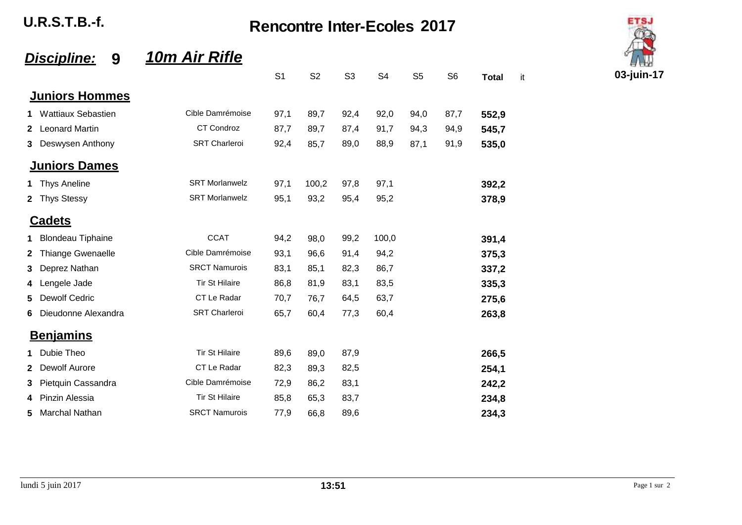**U.R.S.T.B.-f.**

# Rencontre Inter-Ecoles 2017

## *Discipline:* 9 *10m Air Rifle*

**03-juin-17**

| | | | S1 | S2 | S3 | S4 | S5 | S6 | Total | it |
|---|---|---|---|---|---|---|---|---|---|---|
| **Juniors Hommes** | | | | | | | | | | |
| 1 | Wattiaux Sebastien | Cible Damrémoise | 97,1 | 89,7 | 92,4 | 92,0 | 94,0 | 87,7 | **552,9** | |
| 2 | Leonard Martin | CT Condroz | 87,7 | 89,7 | 87,4 | 91,7 | 94,3 | 94,9 | **545,7** | |
| 3 | Deswysen Anthony | SRT Charleroi | 92,4 | 85,7 | 89,0 | 88,9 | 87,1 | 91,9 | **535,0** | |
| **Juniors Dames** | | | | | | | | | | |
| 1 | Thys Aneline | SRT Morlanwelz | 97,1 | 100,2 | 97,8 | 97,1 | | | **392,2** | |
| 2 | Thys Stessy | SRT Morlanwelz | 95,1 | 93,2 | 95,4 | 95,2 | | | **378,9** | |
| **Cadets** | | | | | | | | | | |
| 1 | Blondeau Tiphaine | CCAT | 94,2 | 98,0 | 99,2 | 100,0 | | | **391,4** | |
| 2 | Thiange Gwenaelle | Cible Damrémoise | 93,1 | 96,6 | 91,4 | 94,2 | | | **375,3** | |
| 3 | Deprez Nathan | SRCT Namurois | 83,1 | 85,1 | 82,3 | 86,7 | | | **337,2** | |
| 4 | Lengele Jade | Tir St Hilaire | 86,8 | 81,9 | 83,1 | 83,5 | | | **335,3** | |
| 5 | Dewolf Cedric | CT Le Radar | 70,7 | 76,7 | 64,5 | 63,7 | | | **275,6** | |
| 6 | Dieudonne Alexandra | SRT Charleroi | 65,7 | 60,4 | 77,3 | 60,4 | | | **263,8** | |
| **Benjamins** | | | | | | | | | | |
| 1 | Dubie Theo | Tir St Hilaire | 89,6 | 89,0 | 87,9 | | | | **266,5** | |
| 2 | Dewolf Aurore | CT Le Radar | 82,3 | 89,3 | 82,5 | | | | **254,1** | |
| 3 | Pietquin Cassandra | Cible Damrémoise | 72,9 | 86,2 | 83,1 | | | | **242,2** | |
| 4 | Pinzin Alessia | Tir St Hilaire | 85,8 | 65,3 | 83,7 | | | | **234,8** | |
| 5 | Marchal Nathan | SRCT Namurois | 77,9 | 66,8 | 89,6 | | | | **234,3** | |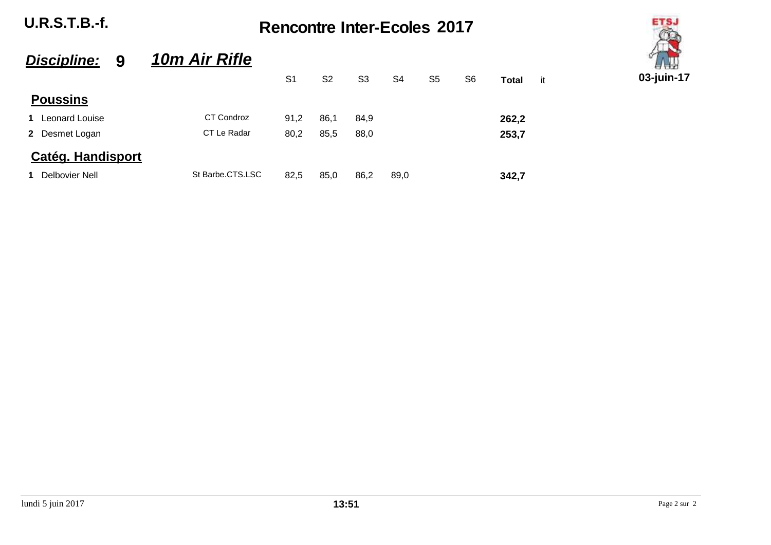# U.R.S.T.B.-f.

## Rencontre Inter-Ecoles 2017

03-juin-17

### *Discipline:* 9 *10m Air Rifle*

| | | | S1 | S2 | S3 | S4 | S5 | S6 | Total | it |
|---|---|---|---|---|---|---|---|---|---|---|
| **Poussins** | | | | | | | | | | |
| 1 | Leonard Louise | CT Condroz | 91,2 | 86,1 | 84,9 | | | | **262,2** | |
| 2 | Desmet Logan | CT Le Radar | 80,2 | 85,5 | 88,0 | | | | **253,7** | |
| **Catég. Handisport** | | | | | | | | | | |
| 1 | Delbovier Nell | St Barbe.CTS.LSC | 82,5 | 85,0 | 86,2 | 89,0 | | | **342,7** | |

lundi 5 juin 2017 **13:51**